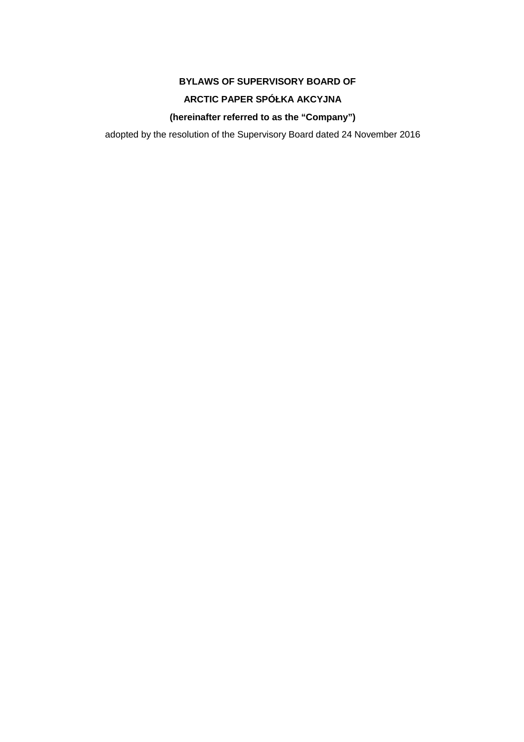# BYLAWS OF SUPERVISORY BOARD OF

# ARCTIC PAPER SPÓŁKA AKCYJNA

**(hereinafter referred to as the "Company")**

adopted by the resolution of the Supervisory Board dated 24 November 2016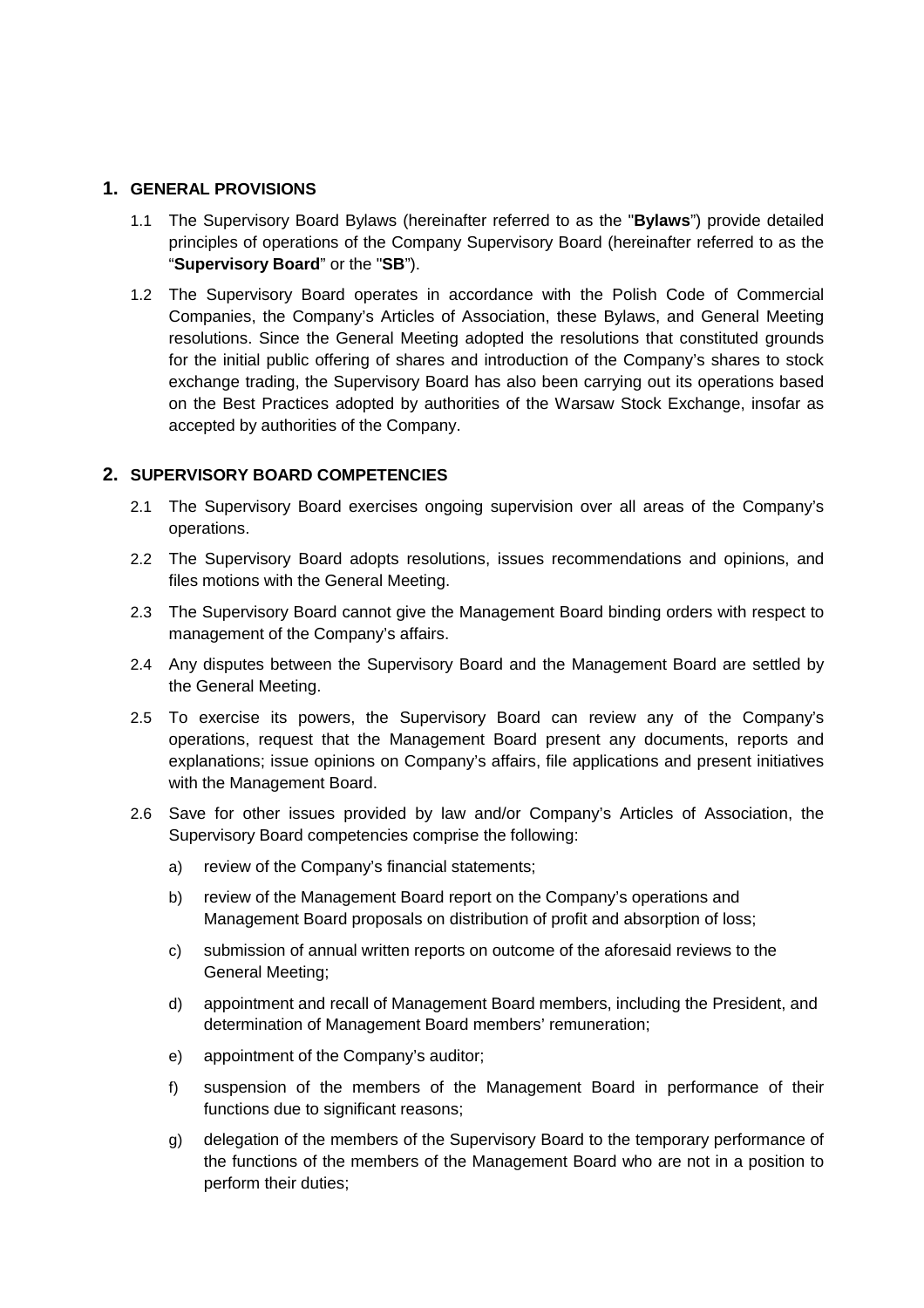## 1. GENERAL PROVISIONS

1.1 The Supervisory Board Bylaws (hereinafter referred to as the "**Bylaws**") provide detailed principles of operations of the Company Supervisory Board (hereinafter referred to as the "**Supervisory Board**" or the "**SB**").

1.2 The Supervisory Board operates in accordance with the Polish Code of Commercial Companies, the Company's Articles of Association, these Bylaws, and General Meeting resolutions. Since the General Meeting adopted the resolutions that constituted grounds for the initial public offering of shares and introduction of the Company's shares to stock exchange trading, the Supervisory Board has also been carrying out its operations based on the Best Practices adopted by authorities of the Warsaw Stock Exchange, insofar as accepted by authorities of the Company.

## 2. SUPERVISORY BOARD COMPETENCIES

2.1 The Supervisory Board exercises ongoing supervision over all areas of the Company's operations.

2.2 The Supervisory Board adopts resolutions, issues recommendations and opinions, and files motions with the General Meeting.

2.3 The Supervisory Board cannot give the Management Board binding orders with respect to management of the Company's affairs.

2.4 Any disputes between the Supervisory Board and the Management Board are settled by the General Meeting.

2.5 To exercise its powers, the Supervisory Board can review any of the Company's operations, request that the Management Board present any documents, reports and explanations; issue opinions on Company's affairs, file applications and present initiatives with the Management Board.

2.6 Save for other issues provided by law and/or Company's Articles of Association, the Supervisory Board competencies comprise the following:

a) review of the Company's financial statements;

b) review of the Management Board report on the Company's operations and Management Board proposals on distribution of profit and absorption of loss;

c) submission of annual written reports on outcome of the aforesaid reviews to the General Meeting;

d) appointment and recall of Management Board members, including the President, and determination of Management Board members' remuneration;

e) appointment of the Company's auditor;

f) suspension of the members of the Management Board in performance of their functions due to significant reasons;

g) delegation of the members of the Supervisory Board to the temporary performance of the functions of the members of the Management Board who are not in a position to perform their duties;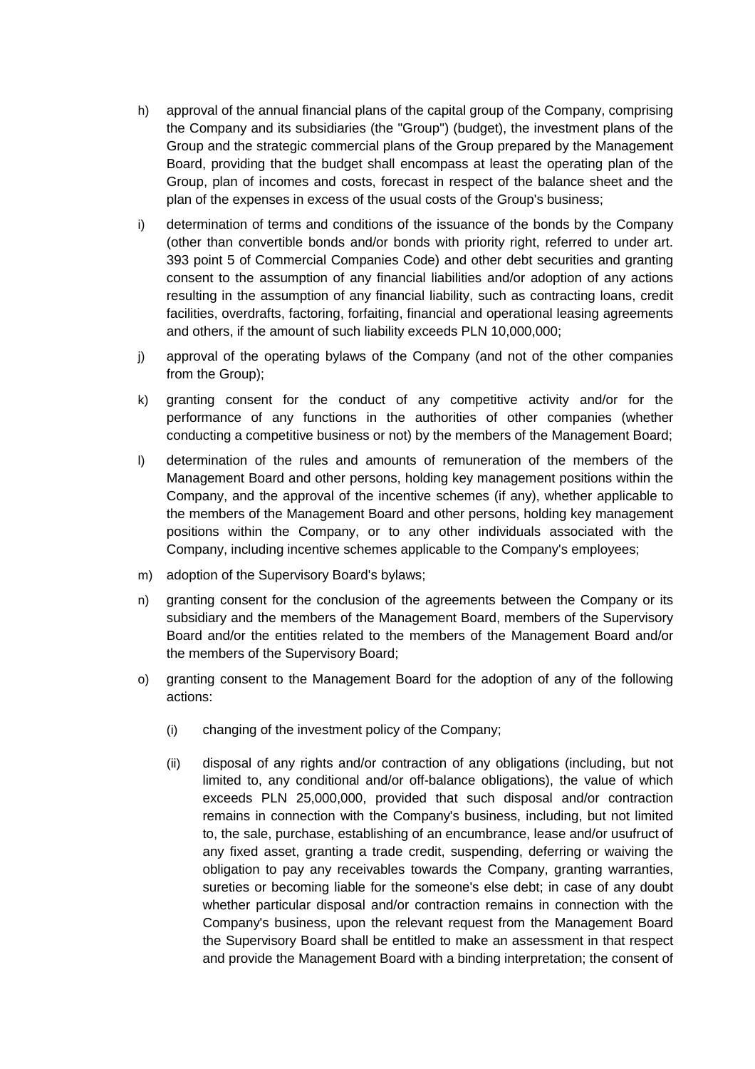h) approval of the annual financial plans of the capital group of the Company, comprising the Company and its subsidiaries (the "Group") (budget), the investment plans of the Group and the strategic commercial plans of the Group prepared by the Management Board, providing that the budget shall encompass at least the operating plan of the Group, plan of incomes and costs, forecast in respect of the balance sheet and the plan of the expenses in excess of the usual costs of the Group's business;

i) determination of terms and conditions of the issuance of the bonds by the Company (other than convertible bonds and/or bonds with priority right, referred to under art. 393 point 5 of Commercial Companies Code) and other debt securities and granting consent to the assumption of any financial liabilities and/or adoption of any actions resulting in the assumption of any financial liability, such as contracting loans, credit facilities, overdrafts, factoring, forfaiting, financial and operational leasing agreements and others, if the amount of such liability exceeds PLN 10,000,000;

j) approval of the operating bylaws of the Company (and not of the other companies from the Group);

k) granting consent for the conduct of any competitive activity and/or for the performance of any functions in the authorities of other companies (whether conducting a competitive business or not) by the members of the Management Board;

l) determination of the rules and amounts of remuneration of the members of the Management Board and other persons, holding key management positions within the Company, and the approval of the incentive schemes (if any), whether applicable to the members of the Management Board and other persons, holding key management positions within the Company, or to any other individuals associated with the Company, including incentive schemes applicable to the Company's employees;

m) adoption of the Supervisory Board's bylaws;

n) granting consent for the conclusion of the agreements between the Company or its subsidiary and the members of the Management Board, members of the Supervisory Board and/or the entities related to the members of the Management Board and/or the members of the Supervisory Board;

o) granting consent to the Management Board for the adoption of any of the following actions:

   (i) changing of the investment policy of the Company;

   (ii) disposal of any rights and/or contraction of any obligations (including, but not limited to, any conditional and/or off-balance obligations), the value of which exceeds PLN 25,000,000, provided that such disposal and/or contraction remains in connection with the Company's business, including, but not limited to, the sale, purchase, establishing of an encumbrance, lease and/or usufruct of any fixed asset, granting a trade credit, suspending, deferring or waiving the obligation to pay any receivables towards the Company, granting warranties, sureties or becoming liable for the someone's else debt; in case of any doubt whether particular disposal and/or contraction remains in connection with the Company's business, upon the relevant request from the Management Board the Supervisory Board shall be entitled to make an assessment in that respect and provide the Management Board with a binding interpretation; the consent of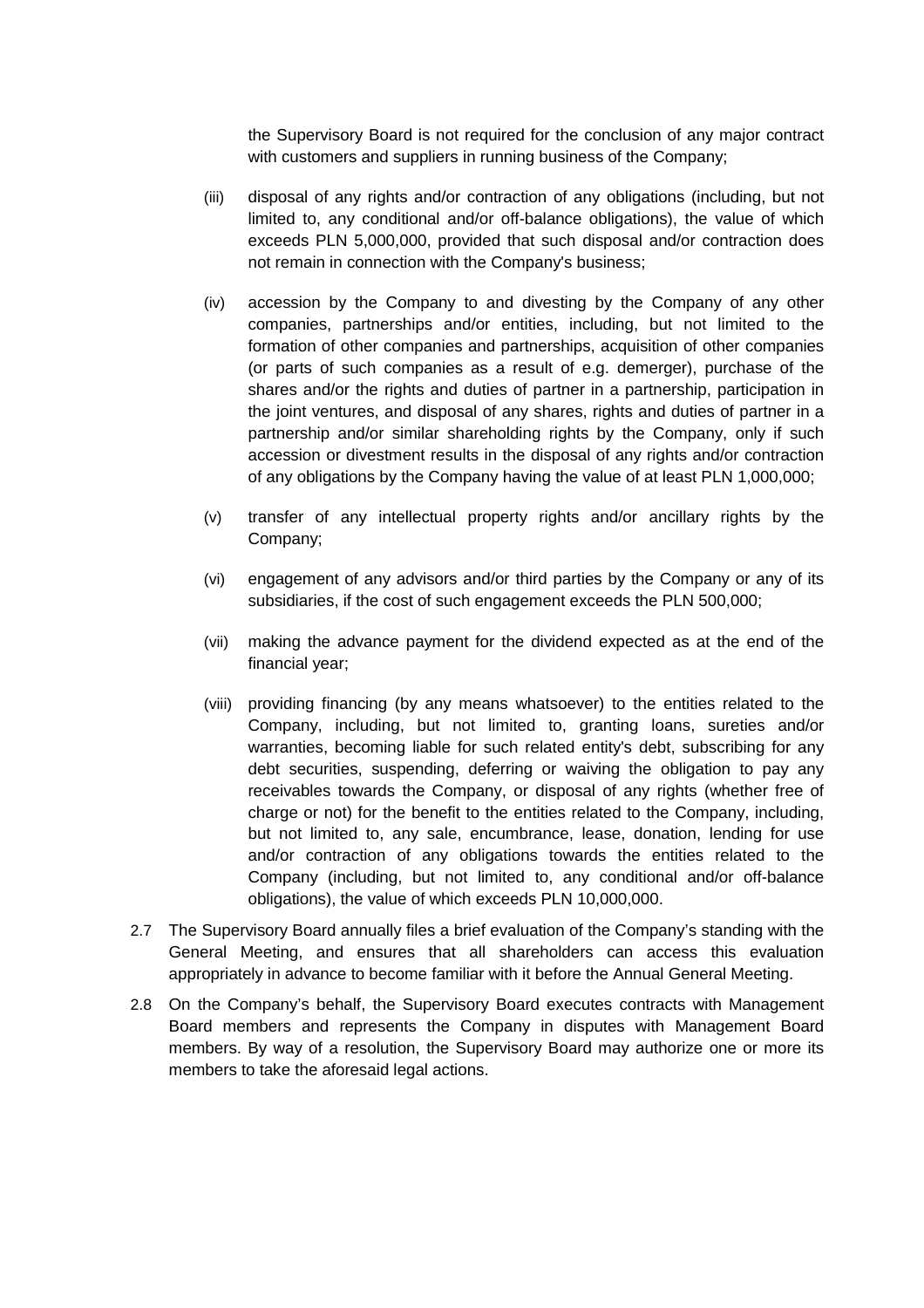the Supervisory Board is not required for the conclusion of any major contract with customers and suppliers in running business of the Company;

(iii) disposal of any rights and/or contraction of any obligations (including, but not limited to, any conditional and/or off-balance obligations), the value of which exceeds PLN 5,000,000, provided that such disposal and/or contraction does not remain in connection with the Company's business;

(iv) accession by the Company to and divesting by the Company of any other companies, partnerships and/or entities, including, but not limited to the formation of other companies and partnerships, acquisition of other companies (or parts of such companies as a result of e.g. demerger), purchase of the shares and/or the rights and duties of partner in a partnership, participation in the joint ventures, and disposal of any shares, rights and duties of partner in a partnership and/or similar shareholding rights by the Company, only if such accession or divestment results in the disposal of any rights and/or contraction of any obligations by the Company having the value of at least PLN 1,000,000;

(v) transfer of any intellectual property rights and/or ancillary rights by the Company;

(vi) engagement of any advisors and/or third parties by the Company or any of its subsidiaries, if the cost of such engagement exceeds the PLN 500,000;

(vii) making the advance payment for the dividend expected as at the end of the financial year;

(viii) providing financing (by any means whatsoever) to the entities related to the Company, including, but not limited to, granting loans, sureties and/or warranties, becoming liable for such related entity's debt, subscribing for any debt securities, suspending, deferring or waiving the obligation to pay any receivables towards the Company, or disposal of any rights (whether free of charge or not) for the benefit to the entities related to the Company, including, but not limited to, any sale, encumbrance, lease, donation, lending for use and/or contraction of any obligations towards the entities related to the Company (including, but not limited to, any conditional and/or off-balance obligations), the value of which exceeds PLN 10,000,000.

2.7 The Supervisory Board annually files a brief evaluation of the Company's standing with the General Meeting, and ensures that all shareholders can access this evaluation appropriately in advance to become familiar with it before the Annual General Meeting.

2.8 On the Company's behalf, the Supervisory Board executes contracts with Management Board members and represents the Company in disputes with Management Board members. By way of a resolution, the Supervisory Board may authorize one or more its members to take the aforesaid legal actions.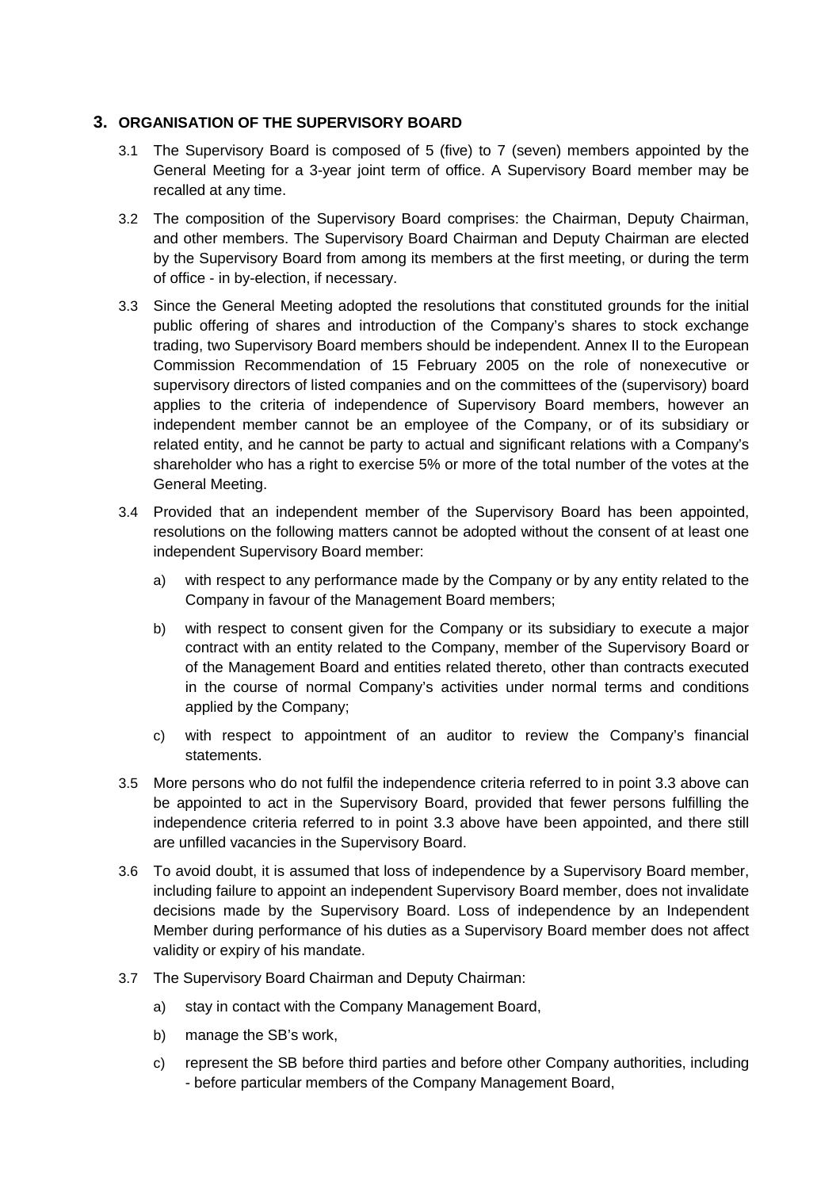## 3. ORGANISATION OF THE SUPERVISORY BOARD

3.1 The Supervisory Board is composed of 5 (five) to 7 (seven) members appointed by the General Meeting for a 3-year joint term of office. A Supervisory Board member may be recalled at any time.

3.2 The composition of the Supervisory Board comprises: the Chairman, Deputy Chairman, and other members. The Supervisory Board Chairman and Deputy Chairman are elected by the Supervisory Board from among its members at the first meeting, or during the term of office - in by-election, if necessary.

3.3 Since the General Meeting adopted the resolutions that constituted grounds for the initial public offering of shares and introduction of the Company's shares to stock exchange trading, two Supervisory Board members should be independent. Annex II to the European Commission Recommendation of 15 February 2005 on the role of nonexecutive or supervisory directors of listed companies and on the committees of the (supervisory) board applies to the criteria of independence of Supervisory Board members, however an independent member cannot be an employee of the Company, or of its subsidiary or related entity, and he cannot be party to actual and significant relations with a Company's shareholder who has a right to exercise 5% or more of the total number of the votes at the General Meeting.

3.4 Provided that an independent member of the Supervisory Board has been appointed, resolutions on the following matters cannot be adopted without the consent of at least one independent Supervisory Board member:

a) with respect to any performance made by the Company or by any entity related to the Company in favour of the Management Board members;

b) with respect to consent given for the Company or its subsidiary to execute a major contract with an entity related to the Company, member of the Supervisory Board or of the Management Board and entities related thereto, other than contracts executed in the course of normal Company's activities under normal terms and conditions applied by the Company;

c) with respect to appointment of an auditor to review the Company's financial statements.

3.5 More persons who do not fulfil the independence criteria referred to in point 3.3 above can be appointed to act in the Supervisory Board, provided that fewer persons fulfilling the independence criteria referred to in point 3.3 above have been appointed, and there still are unfilled vacancies in the Supervisory Board.

3.6 To avoid doubt, it is assumed that loss of independence by a Supervisory Board member, including failure to appoint an independent Supervisory Board member, does not invalidate decisions made by the Supervisory Board. Loss of independence by an Independent Member during performance of his duties as a Supervisory Board member does not affect validity or expiry of his mandate.

3.7 The Supervisory Board Chairman and Deputy Chairman:

a) stay in contact with the Company Management Board,

b) manage the SB's work,

c) represent the SB before third parties and before other Company authorities, including - before particular members of the Company Management Board,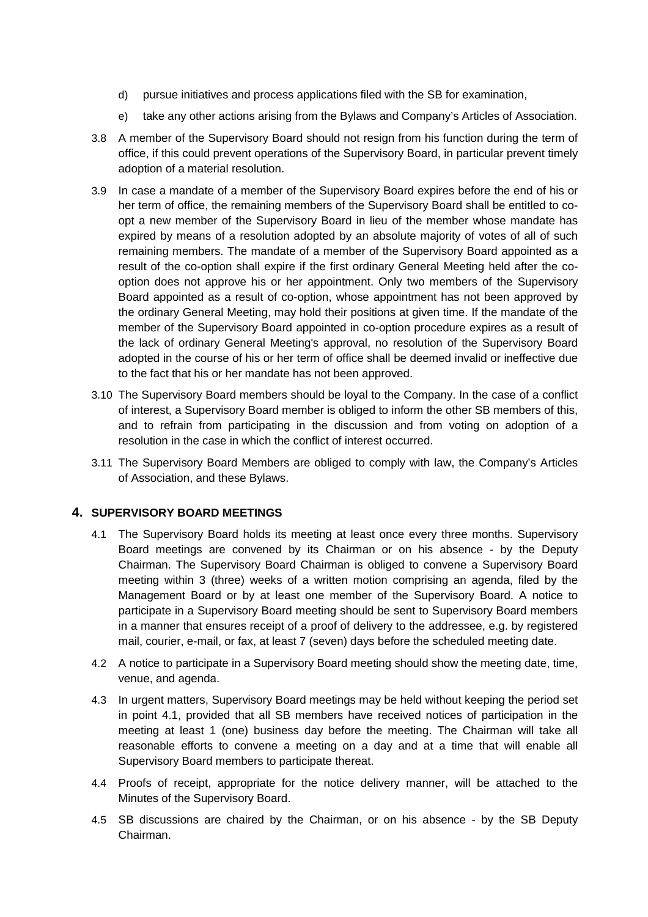d) pursue initiatives and process applications filed with the SB for examination,

e) take any other actions arising from the Bylaws and Company's Articles of Association.

3.8 A member of the Supervisory Board should not resign from his function during the term of office, if this could prevent operations of the Supervisory Board, in particular prevent timely adoption of a material resolution.

3.9 In case a mandate of a member of the Supervisory Board expires before the end of his or her term of office, the remaining members of the Supervisory Board shall be entitled to co-opt a new member of the Supervisory Board in lieu of the member whose mandate has expired by means of a resolution adopted by an absolute majority of votes of all of such remaining members. The mandate of a member of the Supervisory Board appointed as a result of the co-option shall expire if the first ordinary General Meeting held after the co-option does not approve his or her appointment. Only two members of the Supervisory Board appointed as a result of co-option, whose appointment has not been approved by the ordinary General Meeting, may hold their positions at given time. If the mandate of the member of the Supervisory Board appointed in co-option procedure expires as a result of the lack of ordinary General Meeting's approval, no resolution of the Supervisory Board adopted in the course of his or her term of office shall be deemed invalid or ineffective due to the fact that his or her mandate has not been approved.

3.10 The Supervisory Board members should be loyal to the Company. In the case of a conflict of interest, a Supervisory Board member is obliged to inform the other SB members of this, and to refrain from participating in the discussion and from voting on adoption of a resolution in the case in which the conflict of interest occurred.

3.11 The Supervisory Board Members are obliged to comply with law, the Company's Articles of Association, and these Bylaws.

## 4. SUPERVISORY BOARD MEETINGS

4.1 The Supervisory Board holds its meeting at least once every three months. Supervisory Board meetings are convened by its Chairman or on his absence - by the Deputy Chairman. The Supervisory Board Chairman is obliged to convene a Supervisory Board meeting within 3 (three) weeks of a written motion comprising an agenda, filed by the Management Board or by at least one member of the Supervisory Board. A notice to participate in a Supervisory Board meeting should be sent to Supervisory Board members in a manner that ensures receipt of a proof of delivery to the addressee, e.g. by registered mail, courier, e-mail, or fax, at least 7 (seven) days before the scheduled meeting date.

4.2 A notice to participate in a Supervisory Board meeting should show the meeting date, time, venue, and agenda.

4.3 In urgent matters, Supervisory Board meetings may be held without keeping the period set in point 4.1, provided that all SB members have received notices of participation in the meeting at least 1 (one) business day before the meeting. The Chairman will take all reasonable efforts to convene a meeting on a day and at a time that will enable all Supervisory Board members to participate thereat.

4.4 Proofs of receipt, appropriate for the notice delivery manner, will be attached to the Minutes of the Supervisory Board.

4.5 SB discussions are chaired by the Chairman, or on his absence - by the SB Deputy Chairman.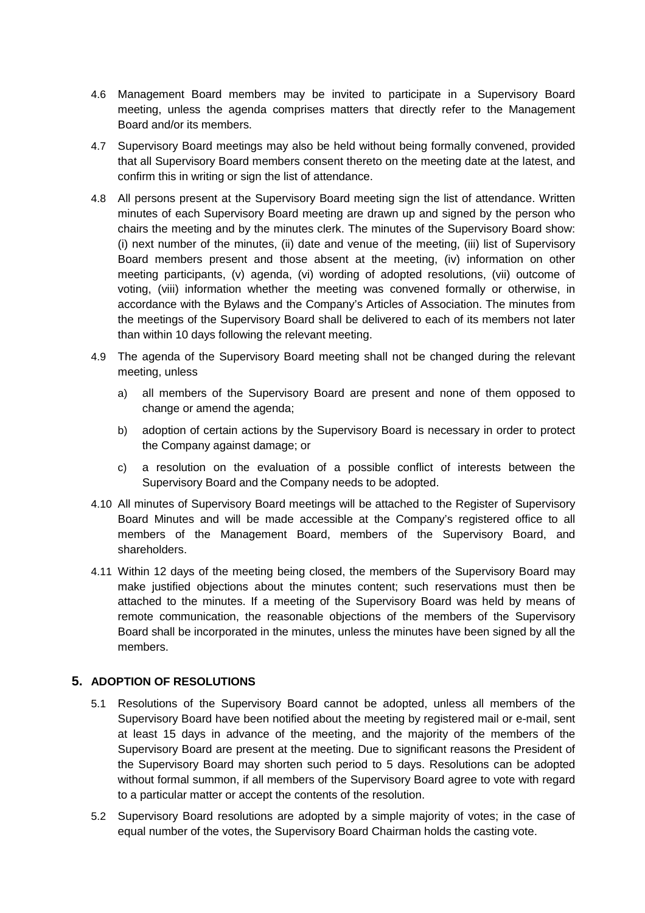4.6 Management Board members may be invited to participate in a Supervisory Board meeting, unless the agenda comprises matters that directly refer to the Management Board and/or its members.

4.7 Supervisory Board meetings may also be held without being formally convened, provided that all Supervisory Board members consent thereto on the meeting date at the latest, and confirm this in writing or sign the list of attendance.

4.8 All persons present at the Supervisory Board meeting sign the list of attendance. Written minutes of each Supervisory Board meeting are drawn up and signed by the person who chairs the meeting and by the minutes clerk. The minutes of the Supervisory Board show: (i) next number of the minutes, (ii) date and venue of the meeting, (iii) list of Supervisory Board members present and those absent at the meeting, (iv) information on other meeting participants, (v) agenda, (vi) wording of adopted resolutions, (vii) outcome of voting, (viii) information whether the meeting was convened formally or otherwise, in accordance with the Bylaws and the Company's Articles of Association. The minutes from the meetings of the Supervisory Board shall be delivered to each of its members not later than within 10 days following the relevant meeting.

4.9 The agenda of the Supervisory Board meeting shall not be changed during the relevant meeting, unless

a) all members of the Supervisory Board are present and none of them opposed to change or amend the agenda;

b) adoption of certain actions by the Supervisory Board is necessary in order to protect the Company against damage; or

c) a resolution on the evaluation of a possible conflict of interests between the Supervisory Board and the Company needs to be adopted.

4.10 All minutes of Supervisory Board meetings will be attached to the Register of Supervisory Board Minutes and will be made accessible at the Company's registered office to all members of the Management Board, members of the Supervisory Board, and shareholders.

4.11 Within 12 days of the meeting being closed, the members of the Supervisory Board may make justified objections about the minutes content; such reservations must then be attached to the minutes. If a meeting of the Supervisory Board was held by means of remote communication, the reasonable objections of the members of the Supervisory Board shall be incorporated in the minutes, unless the minutes have been signed by all the members.

## 5. ADOPTION OF RESOLUTIONS

5.1 Resolutions of the Supervisory Board cannot be adopted, unless all members of the Supervisory Board have been notified about the meeting by registered mail or e-mail, sent at least 15 days in advance of the meeting, and the majority of the members of the Supervisory Board are present at the meeting. Due to significant reasons the President of the Supervisory Board may shorten such period to 5 days. Resolutions can be adopted without formal summon, if all members of the Supervisory Board agree to vote with regard to a particular matter or accept the contents of the resolution.

5.2 Supervisory Board resolutions are adopted by a simple majority of votes; in the case of equal number of the votes, the Supervisory Board Chairman holds the casting vote.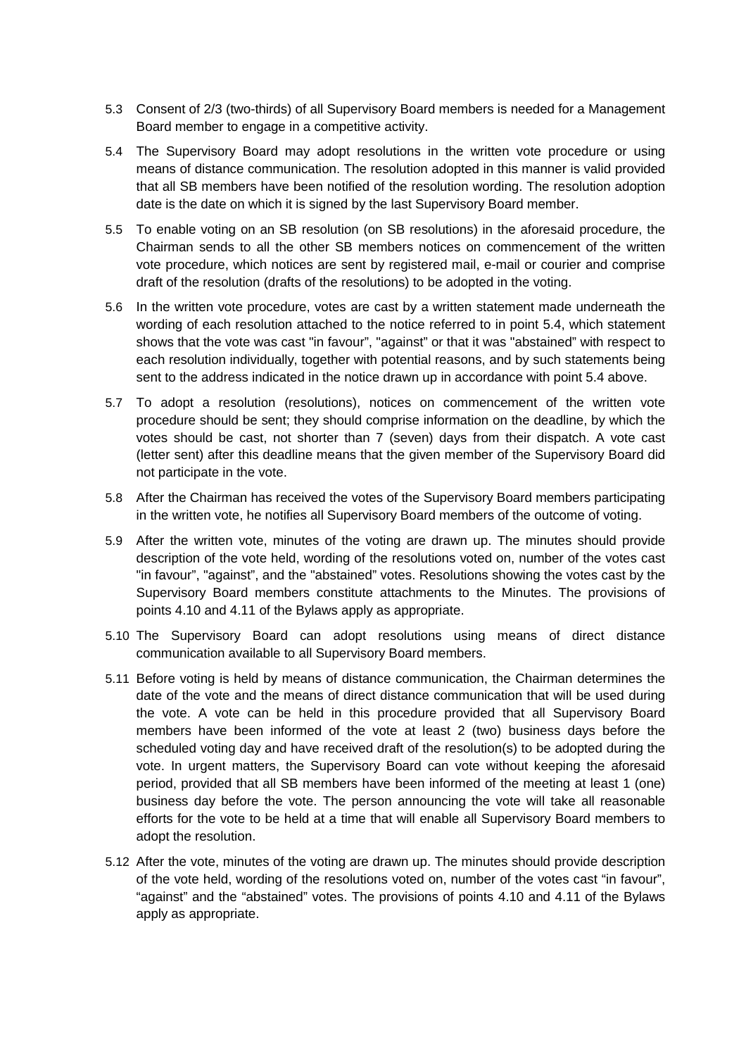5.3 Consent of 2/3 (two-thirds) of all Supervisory Board members is needed for a Management Board member to engage in a competitive activity.

5.4 The Supervisory Board may adopt resolutions in the written vote procedure or using means of distance communication. The resolution adopted in this manner is valid provided that all SB members have been notified of the resolution wording. The resolution adoption date is the date on which it is signed by the last Supervisory Board member.

5.5 To enable voting on an SB resolution (on SB resolutions) in the aforesaid procedure, the Chairman sends to all the other SB members notices on commencement of the written vote procedure, which notices are sent by registered mail, e-mail or courier and comprise draft of the resolution (drafts of the resolutions) to be adopted in the voting.

5.6 In the written vote procedure, votes are cast by a written statement made underneath the wording of each resolution attached to the notice referred to in point 5.4, which statement shows that the vote was cast "in favour", "against" or that it was "abstained" with respect to each resolution individually, together with potential reasons, and by such statements being sent to the address indicated in the notice drawn up in accordance with point 5.4 above.

5.7 To adopt a resolution (resolutions), notices on commencement of the written vote procedure should be sent; they should comprise information on the deadline, by which the votes should be cast, not shorter than 7 (seven) days from their dispatch. A vote cast (letter sent) after this deadline means that the given member of the Supervisory Board did not participate in the vote.

5.8 After the Chairman has received the votes of the Supervisory Board members participating in the written vote, he notifies all Supervisory Board members of the outcome of voting.

5.9 After the written vote, minutes of the voting are drawn up. The minutes should provide description of the vote held, wording of the resolutions voted on, number of the votes cast "in favour", "against", and the "abstained" votes. Resolutions showing the votes cast by the Supervisory Board members constitute attachments to the Minutes. The provisions of points 4.10 and 4.11 of the Bylaws apply as appropriate.

5.10 The Supervisory Board can adopt resolutions using means of direct distance communication available to all Supervisory Board members.

5.11 Before voting is held by means of distance communication, the Chairman determines the date of the vote and the means of direct distance communication that will be used during the vote. A vote can be held in this procedure provided that all Supervisory Board members have been informed of the vote at least 2 (two) business days before the scheduled voting day and have received draft of the resolution(s) to be adopted during the vote. In urgent matters, the Supervisory Board can vote without keeping the aforesaid period, provided that all SB members have been informed of the meeting at least 1 (one) business day before the vote. The person announcing the vote will take all reasonable efforts for the vote to be held at a time that will enable all Supervisory Board members to adopt the resolution.

5.12 After the vote, minutes of the voting are drawn up. The minutes should provide description of the vote held, wording of the resolutions voted on, number of the votes cast "in favour", "against" and the "abstained" votes. The provisions of points 4.10 and 4.11 of the Bylaws apply as appropriate.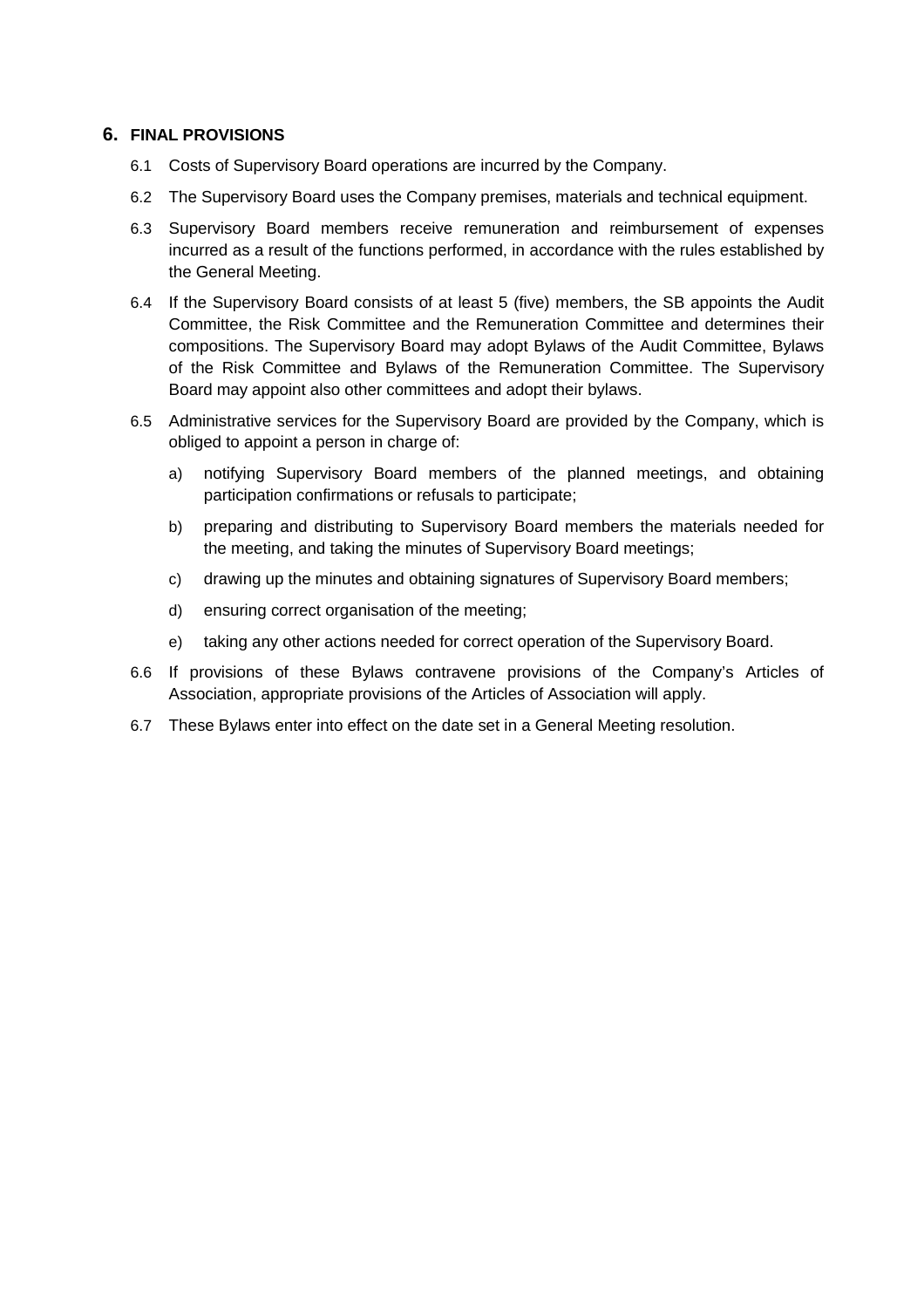## 6. FINAL PROVISIONS

6.1 Costs of Supervisory Board operations are incurred by the Company.

6.2 The Supervisory Board uses the Company premises, materials and technical equipment.

6.3 Supervisory Board members receive remuneration and reimbursement of expenses incurred as a result of the functions performed, in accordance with the rules established by the General Meeting.

6.4 If the Supervisory Board consists of at least 5 (five) members, the SB appoints the Audit Committee, the Risk Committee and the Remuneration Committee and determines their compositions. The Supervisory Board may adopt Bylaws of the Audit Committee, Bylaws of the Risk Committee and Bylaws of the Remuneration Committee. The Supervisory Board may appoint also other committees and adopt their bylaws.

6.5 Administrative services for the Supervisory Board are provided by the Company, which is obliged to appoint a person in charge of:

a) notifying Supervisory Board members of the planned meetings, and obtaining participation confirmations or refusals to participate;

b) preparing and distributing to Supervisory Board members the materials needed for the meeting, and taking the minutes of Supervisory Board meetings;

c) drawing up the minutes and obtaining signatures of Supervisory Board members;

d) ensuring correct organisation of the meeting;

e) taking any other actions needed for correct operation of the Supervisory Board.

6.6 If provisions of these Bylaws contravene provisions of the Company's Articles of Association, appropriate provisions of the Articles of Association will apply.

6.7 These Bylaws enter into effect on the date set in a General Meeting resolution.